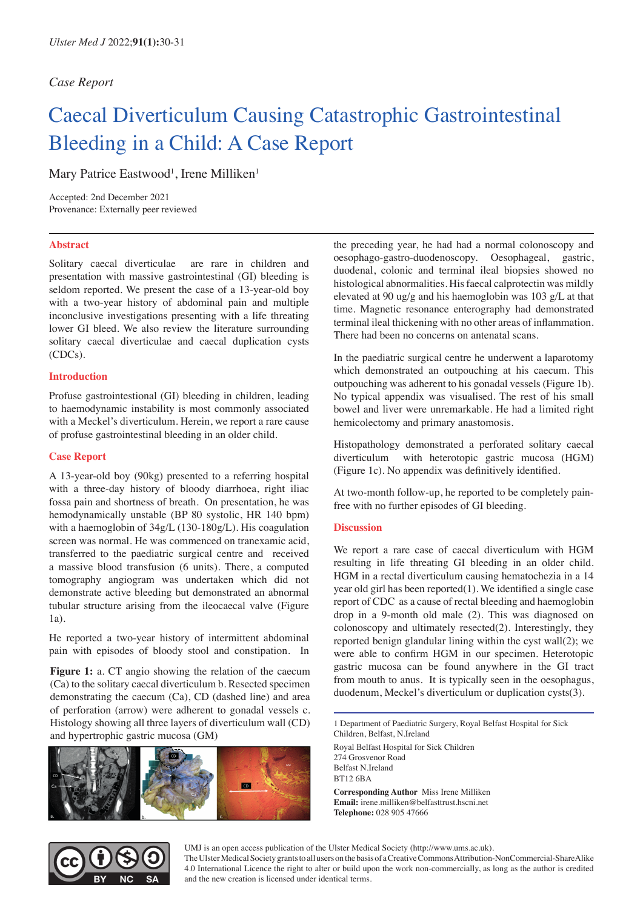*Case Report*

# Caecal Diverticulum Causing Catastrophic Gastrointestinal Bleeding in a Child: A Case Report

Mary Patrice Eastwood[1], Irene Milliken[1]

Accepted: 2nd December 2021
Provenance: Externally peer reviewed

## Abstract

Solitary caecal diverticulae are rare in children and presentation with massive gastrointestinal (GI) bleeding is seldom reported. We present the case of a 13-year-old boy with a two-year history of abdominal pain and multiple inconclusive investigations presenting with a life threating lower GI bleed. We also review the literature surrounding solitary caecal diverticulae and caecal duplication cysts (CDCs).

## Introduction

Profuse gastrointestinal (GI) bleeding in children, leading to haemodynamic instability is most commonly associated with a Meckel's diverticulum. Herein, we report a rare cause of profuse gastrointestinal bleeding in an older child.

## Case Report

A 13-year-old boy (90kg) presented to a referring hospital with a three-day history of bloody diarrhoea, right iliac fossa pain and shortness of breath. On presentation, he was hemodynamically unstable (BP 80 systolic, HR 140 bpm) with a haemoglobin of 34g/L (130-180g/L). His coagulation screen was normal. He was commenced on tranexamic acid, transferred to the paediatric surgical centre and received a massive blood transfusion (6 units). There, a computed tomography angiogram was undertaken which did not demonstrate active bleeding but demonstrated an abnormal tubular structure arising from the ileocaecal valve (Figure 1a).

He reported a two-year history of intermittent abdominal pain with episodes of bloody stool and constipation. In the preceding year, he had had a normal colonoscopy and oesophago-gastro-duodenoscopy. Oesophageal, gastric, duodenal, colonic and terminal ileal biopsies showed no histological abnormalities. His faecal calprotectin was mildly elevated at 90 ug/g and his haemoglobin was 103 g/L at that time. Magnetic resonance enterography had demonstrated terminal ileal thickening with no other areas of inflammation. There had been no concerns on antenatal scans.

In the paediatric surgical centre he underwent a laparotomy which demonstrated an outpouching at his caecum. This outpouching was adherent to his gonadal vessels (Figure 1b). No typical appendix was visualised. The rest of his small bowel and liver were unremarkable. He had a limited right hemicolectomy and primary anastomosis.

Histopathology demonstrated a perforated solitary caecal diverticulum with heterotopic gastric mucosa (HGM) (Figure 1c). No appendix was definitively identified.

At two-month follow-up, he reported to be completely pain-free with no further episodes of GI bleeding.

**Figure 1:** a. CT angio showing the relation of the caecum (Ca) to the solitary caecal diverticulum b. Resected specimen demonstrating the caecum (Ca), CD (dashed line) and area of perforation (arrow) were adherent to gonadal vessels c. Histology showing all three layers of diverticulum wall (CD) and hypertrophic gastric mucosa (GM)

## Discussion

We report a rare case of caecal diverticulum with HGM resulting in life threating GI bleeding in an older child. HGM in a rectal diverticulum causing hematochezia in a 14 year old girl has been reported(1). We identified a single case report of CDC as a cause of rectal bleeding and haemoglobin drop in a 9-month old male (2). This was diagnosed on colonoscopy and ultimately resected(2). Interestingly, they reported benign glandular lining within the cyst wall(2); we were able to confirm HGM in our specimen. Heterotopic gastric mucosa can be found anywhere in the GI tract from mouth to anus. It is typically seen in the oesophagus, duodenum, Meckel's diverticulum or duplication cysts(3).

---

1 Department of Paediatric Surgery, Royal Belfast Hospital for Sick Children, Belfast, N.Ireland

Royal Belfast Hospital for Sick Children
274 Grosvenor Road
Belfast N.Ireland
BT12 6BA

**Corresponding Author** Miss Irene Milliken
**Email:** irene.milliken@belfasttrust.hscni.net
**Telephone:** 028 905 47666

UMJ is an open access publication of the Ulster Medical Society (http://www.ums.ac.uk).
The Ulster Medical Society grants to all users on the basis of a Creative Commons Attribution-NonCommercial-ShareAlike 4.0 International Licence the right to alter or build upon the work non-commercially, as long as the author is credited and the new creation is licensed under identical terms.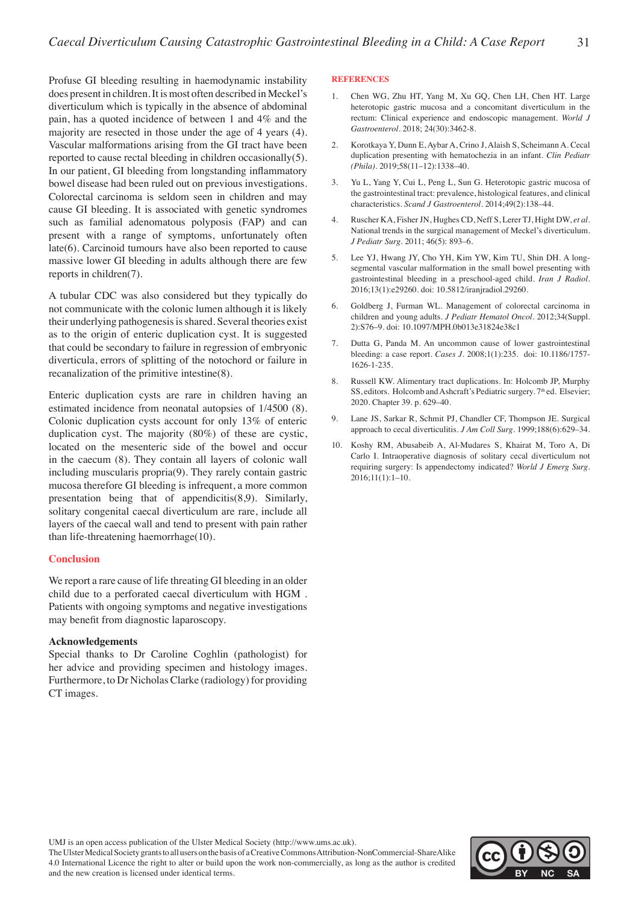Profuse GI bleeding resulting in haemodynamic instability does present in children. It is most often described in Meckel's diverticulum which is typically in the absence of abdominal pain, has a quoted incidence of between 1 and 4% and the majority are resected in those under the age of 4 years (4). Vascular malformations arising from the GI tract have been reported to cause rectal bleeding in children occasionally(5). In our patient, GI bleeding from longstanding inflammatory bowel disease had been ruled out on previous investigations. Colorectal carcinoma is seldom seen in children and may cause GI bleeding. It is associated with genetic syndromes such as familial adenomatous polyposis (FAP) and can present with a range of symptoms, unfortunately often late(6). Carcinoid tumours have also been reported to cause massive lower GI bleeding in adults although there are few reports in children(7).

A tubular CDC was also considered but they typically do not communicate with the colonic lumen although it is likely their underlying pathogenesis is shared. Several theories exist as to the origin of enteric duplication cyst. It is suggested that could be secondary to failure in regression of embryonic diverticula, errors of splitting of the notochord or failure in recanalization of the primitive intestine(8).

Enteric duplication cysts are rare in children having an estimated incidence from neonatal autopsies of 1/4500 (8). Colonic duplication cysts account for only 13% of enteric duplication cyst. The majority (80%) of these are cystic, located on the mesenteric side of the bowel and occur in the caecum (8). They contain all layers of colonic wall including muscularis propria(9). They rarely contain gastric mucosa therefore GI bleeding is infrequent, a more common presentation being that of appendicitis(8,9). Similarly, solitary congenital caecal diverticulum are rare, include all layers of the caecal wall and tend to present with pain rather than life-threatening haemorrhage(10).

## Conclusion

We report a rare cause of life threating GI bleeding in an older child due to a perforated caecal diverticulum with HGM . Patients with ongoing symptoms and negative investigations may benefit from diagnostic laparoscopy.

### Acknowledgements

Special thanks to Dr Caroline Coghlin (pathologist) for her advice and providing specimen and histology images. Furthermore, to Dr Nicholas Clarke (radiology) for providing CT images.

## REFERENCES

1. Chen WG, Zhu HT, Yang M, Xu GQ, Chen LH, Chen HT. Large heterotopic gastric mucosa and a concomitant diverticulum in the rectum: Clinical experience and endoscopic management. *World J Gastroenterol*. 2018; 24(30):3462-8.
2. Korotkaya Y, Dunn E, Aybar A, Crino J, Alaish S, Scheimann A. Cecal duplication presenting with hematochezia in an infant. *Clin Pediatr (Phila)*. 2019;58(11–12):1338–40.
3. Yu L, Yang Y, Cui L, Peng L, Sun G. Heterotopic gastric mucosa of the gastrointestinal tract: prevalence, histological features, and clinical characteristics. *Scand J Gastroenterol*. 2014;49(2):138–44.
4. Ruscher KA, Fisher JN, Hughes CD, Neff S, Lerer TJ, Hight DW, *et al*. National trends in the surgical management of Meckel's diverticulum. *J Pediatr Surg*. 2011; 46(5): 893–6.
5. Lee YJ, Hwang JY, Cho YH, Kim YW, Kim TU, Shin DH. A long-segmental vascular malformation in the small bowel presenting with gastrointestinal bleeding in a preschool-aged child. *Iran J Radiol*. 2016;13(1):e29260. doi: 10.5812/iranjradiol.29260.
6. Goldberg J, Furman WL. Management of colorectal carcinoma in children and young adults. *J Pediatr Hematol Oncol*. 2012;34(Suppl. 2):S76–9. doi: 10.1097/MPH.0b013e31824e38c1
7. Dutta G, Panda M. An uncommon cause of lower gastrointestinal bleeding: a case report. *Cases J*. 2008;1(1):235. doi: 10.1186/1757-1626-1-235.
8. Russell KW. Alimentary tract duplications. In: Holcomb JP, Murphy SS, editors. Holcomb and Ashcraft's Pediatric surgery. 7th ed. Elsevier; 2020. Chapter 39. p. 629–40.
9. Lane JS, Sarkar R, Schmit PJ, Chandler CF, Thompson JE. Surgical approach to cecal diverticulitis. *J Am Coll Surg*. 1999;188(6):629–34.
10. Koshy RM, Abusabeib A, Al-Mudares S, Khairat M, Toro A, Di Carlo I. Intraoperative diagnosis of solitary cecal diverticulum not requiring surgery: Is appendectomy indicated? *World J Emerg Surg*. 2016;11(1):1–10.

UMJ is an open access publication of the Ulster Medical Society (http://www.ums.ac.uk).
The Ulster Medical Society grants to all users on the basis of a Creative Commons Attribution-NonCommercial-ShareAlike 4.0 International Licence the right to alter or build upon the work non-commercially, as long as the author is credited and the new creation is licensed under identical terms.